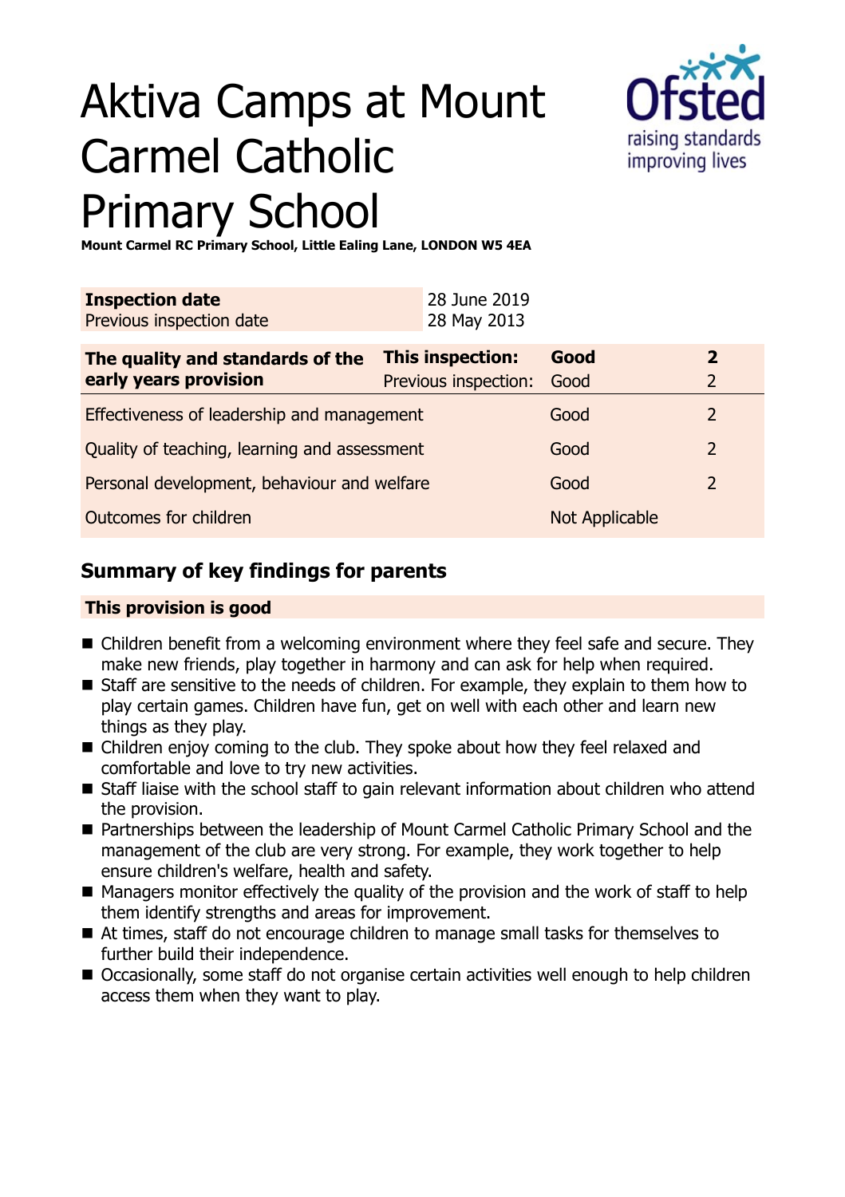# Aktiva Camps at Mount Carmel Catholic Primary School

**Mount Carmel RC Primary School, Little Ealing Lane, LONDON W5 4EA**

| **Inspection date** | 28 June 2019 |
| --- | --- |
| Previous inspection date | 28 May 2013 |

| **The quality and standards of the early years provision** | **This inspection:** | **Good** | **2** |
| --- | --- | --- | --- |
| | Previous inspection: | Good | 2 |
| Effectiveness of leadership and management | | Good | 2 |
| Quality of teaching, learning and assessment | | Good | 2 |
| Personal development, behaviour and welfare | | Good | 2 |
| Outcomes for children | | Not Applicable | |

## Summary of key findings for parents

### This provision is good

- Children benefit from a welcoming environment where they feel safe and secure. They make new friends, play together in harmony and can ask for help when required.
- Staff are sensitive to the needs of children. For example, they explain to them how to play certain games. Children have fun, get on well with each other and learn new things as they play.
- Children enjoy coming to the club. They spoke about how they feel relaxed and comfortable and love to try new activities.
- Staff liaise with the school staff to gain relevant information about children who attend the provision.
- Partnerships between the leadership of Mount Carmel Catholic Primary School and the management of the club are very strong. For example, they work together to help ensure children's welfare, health and safety.
- Managers monitor effectively the quality of the provision and the work of staff to help them identify strengths and areas for improvement.
- At times, staff do not encourage children to manage small tasks for themselves to further build their independence.
- Occasionally, some staff do not organise certain activities well enough to help children access them when they want to play.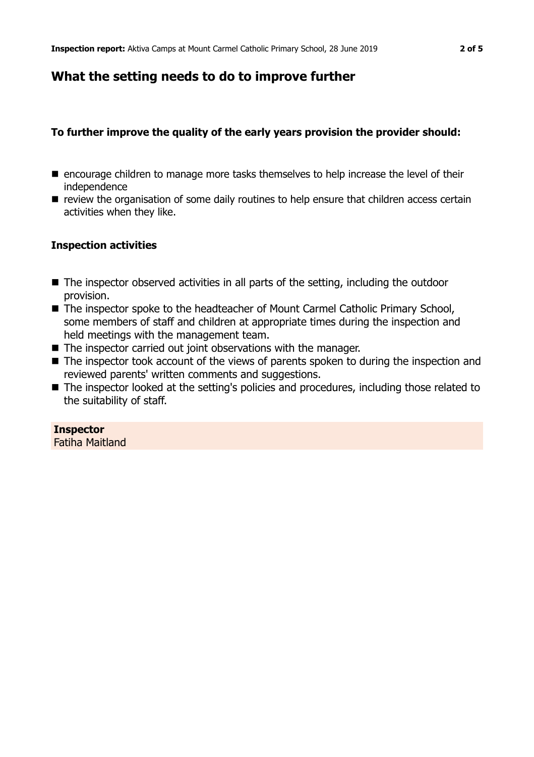## What the setting needs to do to improve further

**To further improve the quality of the early years provision the provider should:**

- encourage children to manage more tasks themselves to help increase the level of their independence
- review the organisation of some daily routines to help ensure that children access certain activities when they like.

### Inspection activities

- The inspector observed activities in all parts of the setting, including the outdoor provision.
- The inspector spoke to the headteacher of Mount Carmel Catholic Primary School, some members of staff and children at appropriate times during the inspection and held meetings with the management team.
- The inspector carried out joint observations with the manager.
- The inspector took account of the views of parents spoken to during the inspection and reviewed parents' written comments and suggestions.
- The inspector looked at the setting's policies and procedures, including those related to the suitability of staff.

**Inspector**
Fatiha Maitland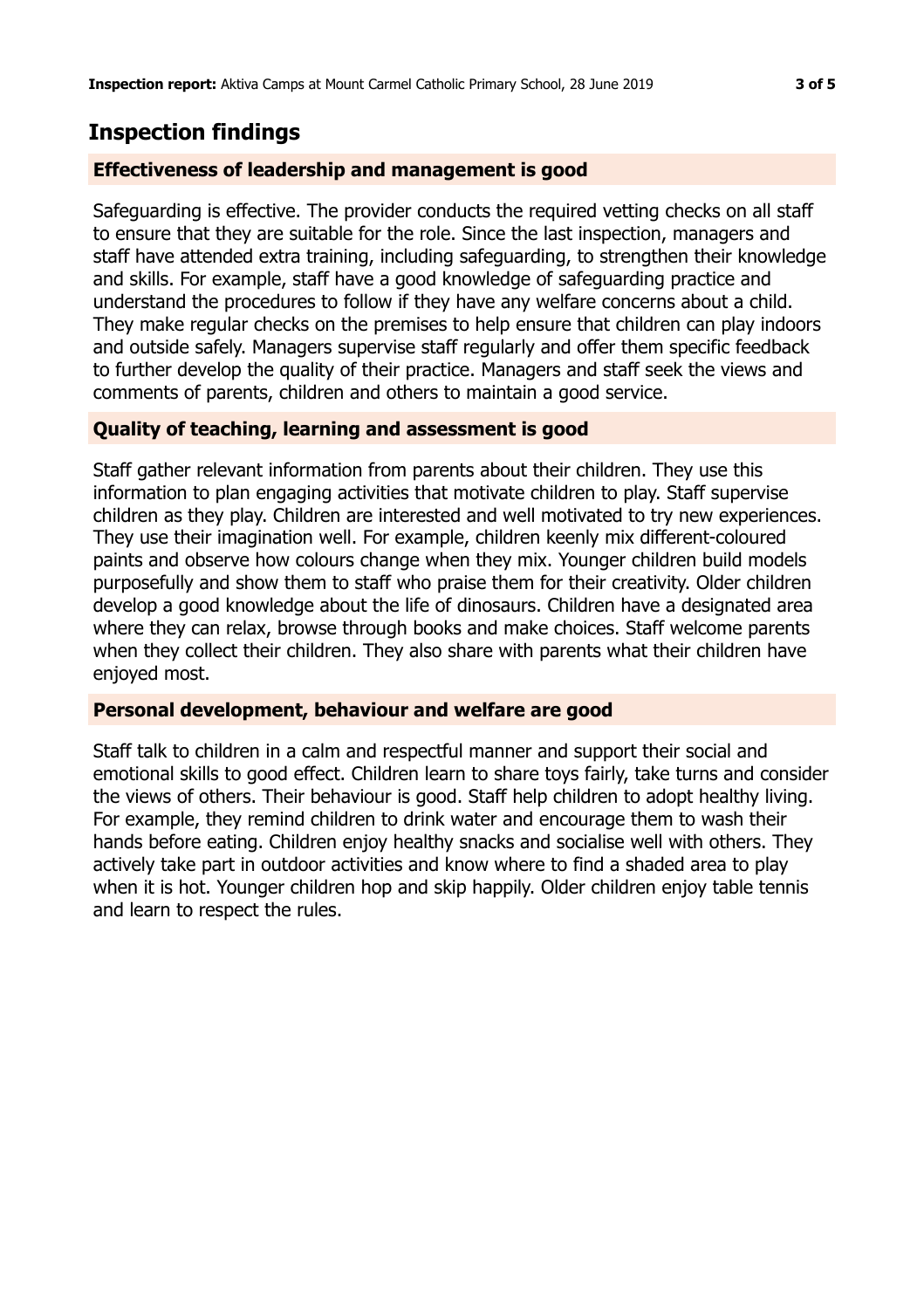## Inspection findings

### Effectiveness of leadership and management is good

Safeguarding is effective. The provider conducts the required vetting checks on all staff to ensure that they are suitable for the role. Since the last inspection, managers and staff have attended extra training, including safeguarding, to strengthen their knowledge and skills. For example, staff have a good knowledge of safeguarding practice and understand the procedures to follow if they have any welfare concerns about a child. They make regular checks on the premises to help ensure that children can play indoors and outside safely. Managers supervise staff regularly and offer them specific feedback to further develop the quality of their practice. Managers and staff seek the views and comments of parents, children and others to maintain a good service.

### Quality of teaching, learning and assessment is good

Staff gather relevant information from parents about their children. They use this information to plan engaging activities that motivate children to play. Staff supervise children as they play. Children are interested and well motivated to try new experiences. They use their imagination well. For example, children keenly mix different-coloured paints and observe how colours change when they mix. Younger children build models purposefully and show them to staff who praise them for their creativity. Older children develop a good knowledge about the life of dinosaurs. Children have a designated area where they can relax, browse through books and make choices. Staff welcome parents when they collect their children. They also share with parents what their children have enjoyed most.

### Personal development, behaviour and welfare are good

Staff talk to children in a calm and respectful manner and support their social and emotional skills to good effect. Children learn to share toys fairly, take turns and consider the views of others. Their behaviour is good. Staff help children to adopt healthy living. For example, they remind children to drink water and encourage them to wash their hands before eating. Children enjoy healthy snacks and socialise well with others. They actively take part in outdoor activities and know where to find a shaded area to play when it is hot. Younger children hop and skip happily. Older children enjoy table tennis and learn to respect the rules.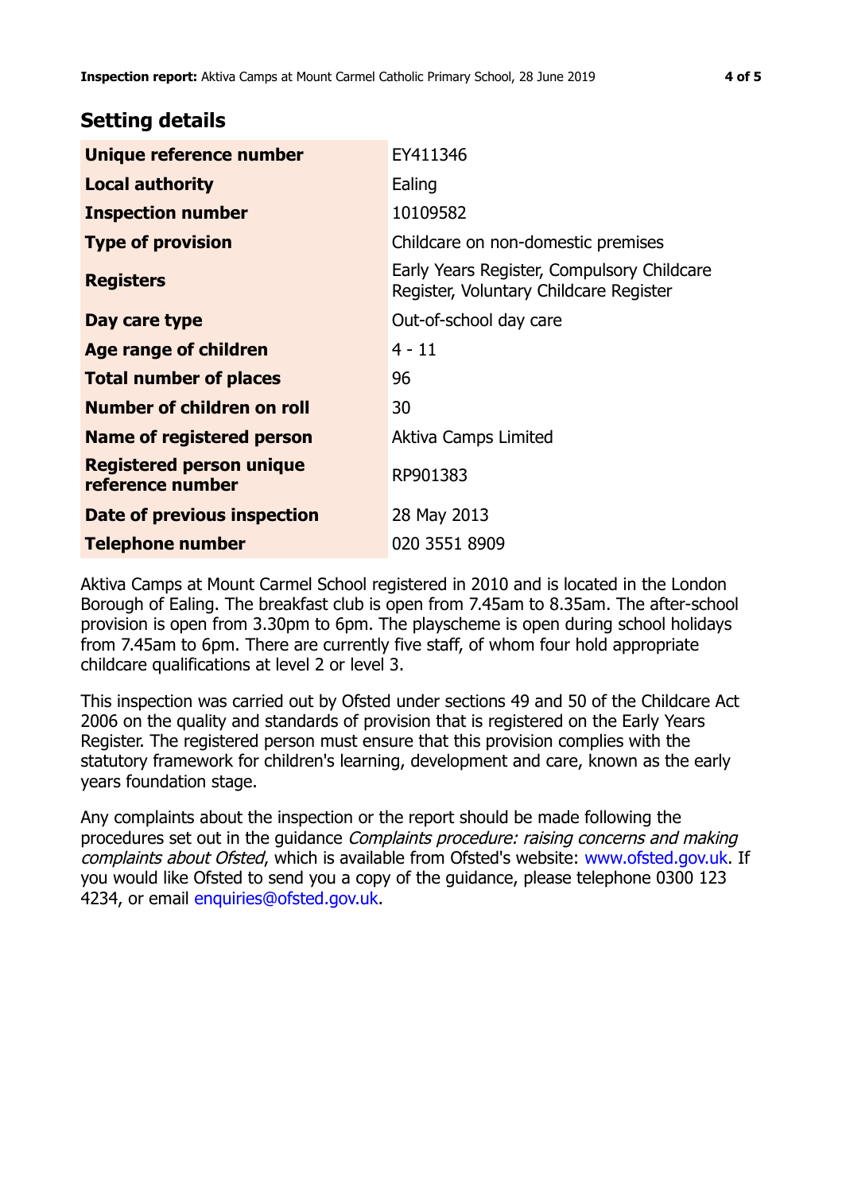## Setting details

| | |
|---|---|
| **Unique reference number** | EY411346 |
| **Local authority** | Ealing |
| **Inspection number** | 10109582 |
| **Type of provision** | Childcare on non-domestic premises |
| **Registers** | Early Years Register, Compulsory Childcare Register, Voluntary Childcare Register |
| **Day care type** | Out-of-school day care |
| **Age range of children** | 4 - 11 |
| **Total number of places** | 96 |
| **Number of children on roll** | 30 |
| **Name of registered person** | Aktiva Camps Limited |
| **Registered person unique reference number** | RP901383 |
| **Date of previous inspection** | 28 May 2013 |
| **Telephone number** | 020 3551 8909 |

Aktiva Camps at Mount Carmel School registered in 2010 and is located in the London Borough of Ealing. The breakfast club is open from 7.45am to 8.35am. The after-school provision is open from 3.30pm to 6pm. The playscheme is open during school holidays from 7.45am to 6pm. There are currently five staff, of whom four hold appropriate childcare qualifications at level 2 or level 3.

This inspection was carried out by Ofsted under sections 49 and 50 of the Childcare Act 2006 on the quality and standards of provision that is registered on the Early Years Register. The registered person must ensure that this provision complies with the statutory framework for children's learning, development and care, known as the early years foundation stage.

Any complaints about the inspection or the report should be made following the procedures set out in the guidance *Complaints procedure: raising concerns and making complaints about Ofsted*, which is available from Ofsted's website: www.ofsted.gov.uk. If you would like Ofsted to send you a copy of the guidance, please telephone 0300 123 4234, or email enquiries@ofsted.gov.uk.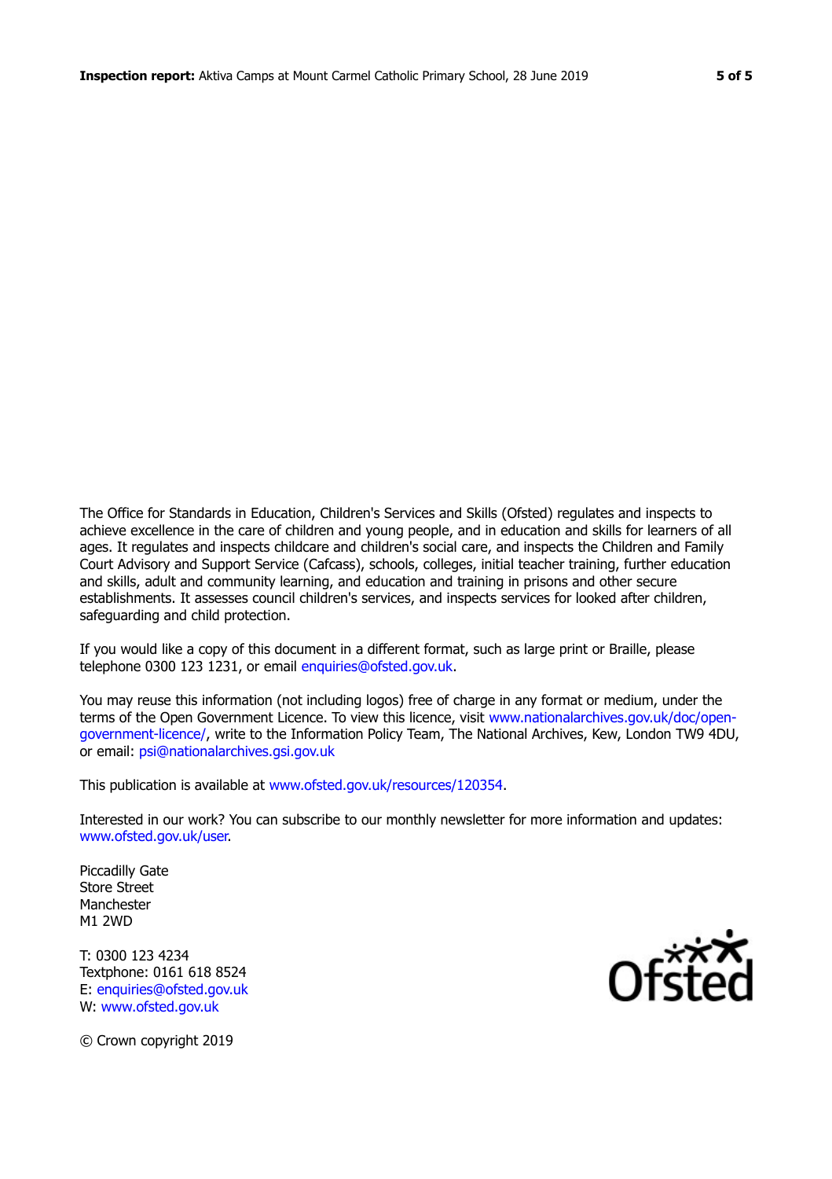The Office for Standards in Education, Children's Services and Skills (Ofsted) regulates and inspects to achieve excellence in the care of children and young people, and in education and skills for learners of all ages. It regulates and inspects childcare and children's social care, and inspects the Children and Family Court Advisory and Support Service (Cafcass), schools, colleges, initial teacher training, further education and skills, adult and community learning, and education and training in prisons and other secure establishments. It assesses council children's services, and inspects services for looked after children, safeguarding and child protection.

If you would like a copy of this document in a different format, such as large print or Braille, please telephone 0300 123 1231, or email enquiries@ofsted.gov.uk.

You may reuse this information (not including logos) free of charge in any format or medium, under the terms of the Open Government Licence. To view this licence, visit www.nationalarchives.gov.uk/doc/open-government-licence/, write to the Information Policy Team, The National Archives, Kew, London TW9 4DU, or email: psi@nationalarchives.gsi.gov.uk

This publication is available at www.ofsted.gov.uk/resources/120354.

Interested in our work? You can subscribe to our monthly newsletter for more information and updates: www.ofsted.gov.uk/user.

Piccadilly Gate
Store Street
Manchester
M1 2WD

T: 0300 123 4234
Textphone: 0161 618 8524
E: enquiries@ofsted.gov.uk
W: www.ofsted.gov.uk

© Crown copyright 2019